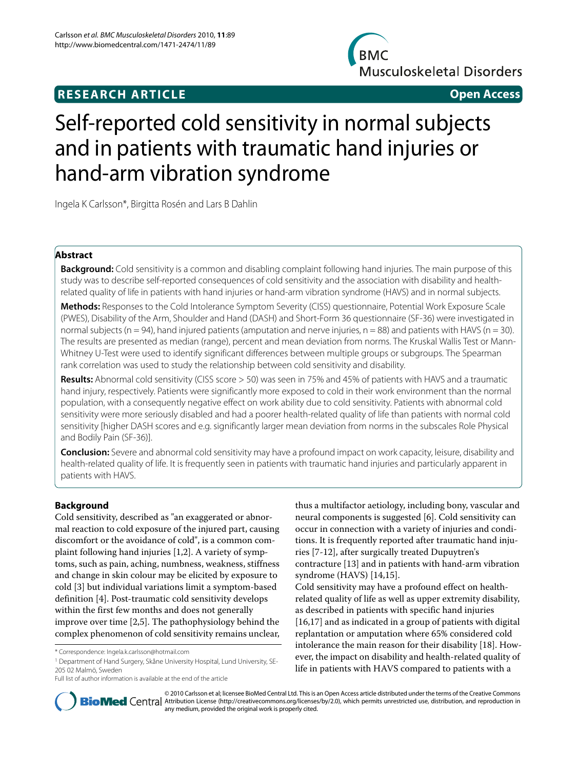RESEARCH ARTICLE **Open Access**

# Self-reported cold sensitivity in normal subjects and in patients with traumatic hand injuries or hand-arm vibration syndrome

Ingela K Carlsson*, Birgitta Rosén and Lars B Dahlin

## Abstract

**Background:** Cold sensitivity is a common and disabling complaint following hand injuries. The main purpose of this study was to describe self-reported consequences of cold sensitivity and the association with disability and health-related quality of life in patients with hand injuries or hand-arm vibration syndrome (HAVS) and in normal subjects.

**Methods:** Responses to the Cold Intolerance Symptom Severity (CISS) questionnaire, Potential Work Exposure Scale (PWES), Disability of the Arm, Shoulder and Hand (DASH) and Short-Form 36 questionnaire (SF-36) were investigated in normal subjects (n = 94), hand injured patients (amputation and nerve injuries, n = 88) and patients with HAVS (n = 30). The results are presented as median (range), percent and mean deviation from norms. The Kruskal Wallis Test or Mann-Whitney U-Test were used to identify significant differences between multiple groups or subgroups. The Spearman rank correlation was used to study the relationship between cold sensitivity and disability.

**Results:** Abnormal cold sensitivity (CISS score > 50) was seen in 75% and 45% of patients with HAVS and a traumatic hand injury, respectively. Patients were significantly more exposed to cold in their work environment than the normal population, with a consequently negative effect on work ability due to cold sensitivity. Patients with abnormal cold sensitivity were more seriously disabled and had a poorer health-related quality of life than patients with normal cold sensitivity [higher DASH scores and e.g. significantly larger mean deviation from norms in the subscales Role Physical and Bodily Pain (SF-36)].

**Conclusion:** Severe and abnormal cold sensitivity may have a profound impact on work capacity, leisure, disability and health-related quality of life. It is frequently seen in patients with traumatic hand injuries and particularly apparent in patients with HAVS.

## Background

Cold sensitivity, described as "an exaggerated or abnormal reaction to cold exposure of the injured part, causing discomfort or the avoidance of cold", is a common complaint following hand injuries [1,2]. A variety of symptoms, such as pain, aching, numbness, weakness, stiffness and change in skin colour may be elicited by exposure to cold [3] but individual variations limit a symptom-based definition [4]. Post-traumatic cold sensitivity develops within the first few months and does not generally improve over time [2,5]. The pathophysiology behind the complex phenomenon of cold sensitivity remains unclear, thus a multifactor aetiology, including bony, vascular and neural components is suggested [6]. Cold sensitivity can occur in connection with a variety of injuries and conditions. It is frequently reported after traumatic hand injuries [7-12], after surgically treated Dupuytren's contracture [13] and in patients with hand-arm vibration syndrome (HAVS) [14,15].

Cold sensitivity may have a profound effect on health-related quality of life as well as upper extremity disability, as described in patients with specific hand injuries [16,17] and as indicated in a group of patients with digital replantation or amputation where 65% considered cold intolerance the main reason for their disability [18]. However, the impact on disability and health-related quality of life in patients with HAVS compared to patients with a

* Correspondence: Ingela.k.carlsson@hotmail.com

[1] Department of Hand Surgery, Skåne University Hospital, Lund University, SE-205 02 Malmö, Sweden

Full list of author information is available at the end of the article

© 2010 Carlsson et al; licensee BioMed Central Ltd. This is an Open Access article distributed under the terms of the Creative Commons Attribution License (http://creativecommons.org/licenses/by/2.0), which permits unrestricted use, distribution, and reproduction in any medium, provided the original work is properly cited.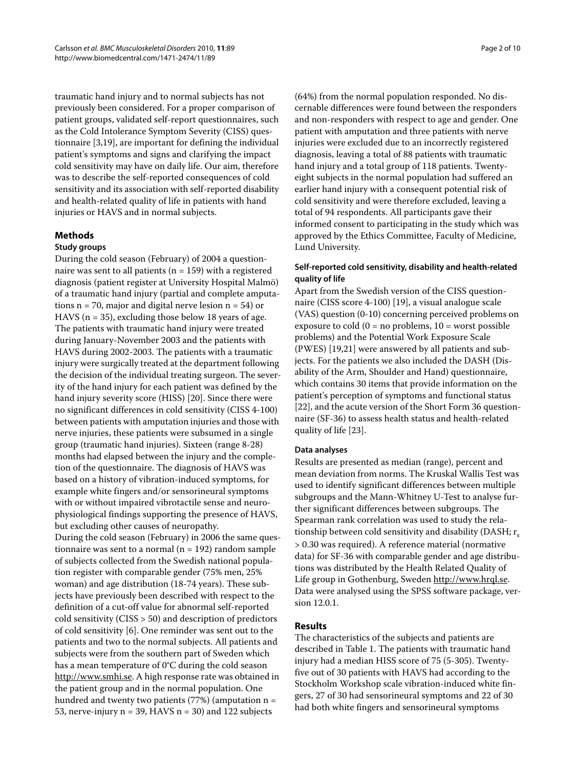traumatic hand injury and to normal subjects has not previously been considered. For a proper comparison of patient groups, validated self-report questionnaires, such as the Cold Intolerance Symptom Severity (CISS) questionnaire [3,19], are important for defining the individual patient's symptoms and signs and clarifying the impact cold sensitivity may have on daily life. Our aim, therefore was to describe the self-reported consequences of cold sensitivity and its association with self-reported disability and health-related quality of life in patients with hand injuries or HAVS and in normal subjects.

## Methods

### Study groups

During the cold season (February) of 2004 a questionnaire was sent to all patients (n = 159) with a registered diagnosis (patient register at University Hospital Malmö) of a traumatic hand injury (partial and complete amputations n = 70, major and digital nerve lesion n = 54) or HAVS (n = 35), excluding those below 18 years of age. The patients with traumatic hand injury were treated during January-November 2003 and the patients with HAVS during 2002-2003. The patients with a traumatic injury were surgically treated at the department following the decision of the individual treating surgeon. The severity of the hand injury for each patient was defined by the hand injury severity score (HISS) [20]. Since there were no significant differences in cold sensitivity (CISS 4-100) between patients with amputation injuries and those with nerve injuries, these patients were subsumed in a single group (traumatic hand injuries). Sixteen (range 8-28) months had elapsed between the injury and the completion of the questionnaire. The diagnosis of HAVS was based on a history of vibration-induced symptoms, for example white fingers and/or sensorineural symptoms with or without impaired vibrotactile sense and neurophysiological findings supporting the presence of HAVS, but excluding other causes of neuropathy.

During the cold season (February) in 2006 the same questionnaire was sent to a normal (n = 192) random sample of subjects collected from the Swedish national population register with comparable gender (75% men, 25% woman) and age distribution (18-74 years). These subjects have previously been described with respect to the definition of a cut-off value for abnormal self-reported cold sensitivity (CISS > 50) and description of predictors of cold sensitivity [6]. One reminder was sent out to the patients and two to the normal subjects. All patients and subjects were from the southern part of Sweden which has a mean temperature of 0°C during the cold season http://www.smhi.se. A high response rate was obtained in the patient group and in the normal population. One hundred and twenty two patients (77%) (amputation n = 53, nerve-injury n = 39, HAVS n = 30) and 122 subjects (64%) from the normal population responded. No discernable differences were found between the responders and non-responders with respect to age and gender. One patient with amputation and three patients with nerve injuries were excluded due to an incorrectly registered diagnosis, leaving a total of 88 patients with traumatic hand injury and a total group of 118 patients. Twenty-eight subjects in the normal population had suffered an earlier hand injury with a consequent potential risk of cold sensitivity and were therefore excluded, leaving a total of 94 respondents. All participants gave their informed consent to participating in the study which was approved by the Ethics Committee, Faculty of Medicine, Lund University.

### Self-reported cold sensitivity, disability and health-related quality of life

Apart from the Swedish version of the CISS questionnaire (CISS score 4-100) [19], a visual analogue scale (VAS) question (0-10) concerning perceived problems on exposure to cold (0 = no problems, 10 = worst possible problems) and the Potential Work Exposure Scale (PWES) [19,21] were answered by all patients and subjects. For the patients we also included the DASH (Disability of the Arm, Shoulder and Hand) questionnaire, which contains 30 items that provide information on the patient's perception of symptoms and functional status [22], and the acute version of the Short Form 36 questionnaire (SF-36) to assess health status and health-related quality of life [23].

### Data analyses

Results are presented as median (range), percent and mean deviation from norms. The Kruskal Wallis Test was used to identify significant differences between multiple subgroups and the Mann-Whitney U-Test to analyse further significant differences between subgroups. The Spearman rank correlation was used to study the relationship between cold sensitivity and disability (DASH; $r_s > 0.30$ was required). A reference material (normative data) for SF-36 with comparable gender and age distributions was distributed by the Health Related Quality of Life group in Gothenburg, Sweden http://www.hrql.se. Data were analysed using the SPSS software package, version 12.0.1.

## Results

The characteristics of the subjects and patients are described in Table 1. The patients with traumatic hand injury had a median HISS score of 75 (5-305). Twenty-five out of 30 patients with HAVS had according to the Stockholm Workshop scale vibration-induced white fingers, 27 of 30 had sensorineural symptoms and 22 of 30 had both white fingers and sensorineural symptoms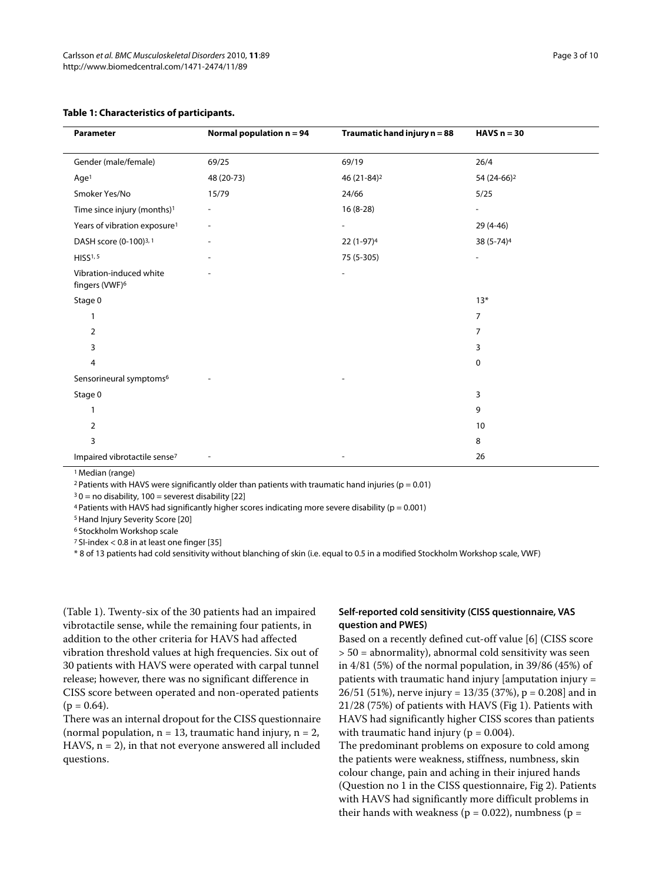**Table 1: Characteristics of participants.**

| Parameter | Normal population n = 94 | Traumatic hand injury n = 88 | HAVS n = 30 |
|---|---|---|---|
| Gender (male/female) | 69/25 | 69/19 | 26/4 |
| Age[1] | 48 (20-73) | 46 (21-84)[2] | 54 (24-66)[2] |
| Smoker Yes/No | 15/79 | 24/66 | 5/25 |
| Time since injury (months)[1] | - | 16 (8-28) | - |
| Years of vibration exposure[1] | - | - | 29 (4-46) |
| DASH score (0-100)[3, 1] | - | 22 (1-97)[4] | 38 (5-74)[4] |
| HISS[1, 5] | - | 75 (5-305) | - |
| Vibration-induced white fingers (VWF)[6] | - | - | |
| Stage 0 | | | 13* |
| 1 | | | 7 |
| 2 | | | 7 |
| 3 | | | 3 |
| 4 | | | 0 |
| Sensorineural symptoms[6] | - | - | |
| Stage 0 | | | 3 |
| 1 | | | 9 |
| 2 | | | 10 |
| 3 | | | 8 |
| Impaired vibrotactile sense[7] | - | - | 26 |

[1] Median (range)

[2] Patients with HAVS were significantly older than patients with traumatic hand injuries (p = 0.01)

[3] 0 = no disability, 100 = severest disability [22]

[4] Patients with HAVS had significantly higher scores indicating more severe disability (p = 0.001)

[5] Hand Injury Severity Score [20]

[6] Stockholm Workshop scale

[7] SI-index < 0.8 in at least one finger [35]

* 8 of 13 patients had cold sensitivity without blanching of skin (i.e. equal to 0.5 in a modified Stockholm Workshop scale, VWF)

(Table 1). Twenty-six of the 30 patients had an impaired vibrotactile sense, while the remaining four patients, in addition to the other criteria for HAVS had affected vibration threshold values at high frequencies. Six out of 30 patients with HAVS were operated with carpal tunnel release; however, there was no significant difference in CISS score between operated and non-operated patients (p = 0.64).

There was an internal dropout for the CISS questionnaire (normal population, n = 13, traumatic hand injury, n = 2, HAVS, n = 2), in that not everyone answered all included questions.

### Self-reported cold sensitivity (CISS questionnaire, VAS question and PWES)

Based on a recently defined cut-off value [6] (CISS score > 50 = abnormality), abnormal cold sensitivity was seen in 4/81 (5%) of the normal population, in 39/86 (45%) of patients with traumatic hand injury [amputation injury = 26/51 (51%), nerve injury = 13/35 (37%), p = 0.208] and in 21/28 (75%) of patients with HAVS (Fig 1). Patients with HAVS had significantly higher CISS scores than patients with traumatic hand injury (p = 0.004).

The predominant problems on exposure to cold among the patients were weakness, stiffness, numbness, skin colour change, pain and aching in their injured hands (Question no 1 in the CISS questionnaire, Fig 2). Patients with HAVS had significantly more difficult problems in their hands with weakness (p = 0.022), numbness (p =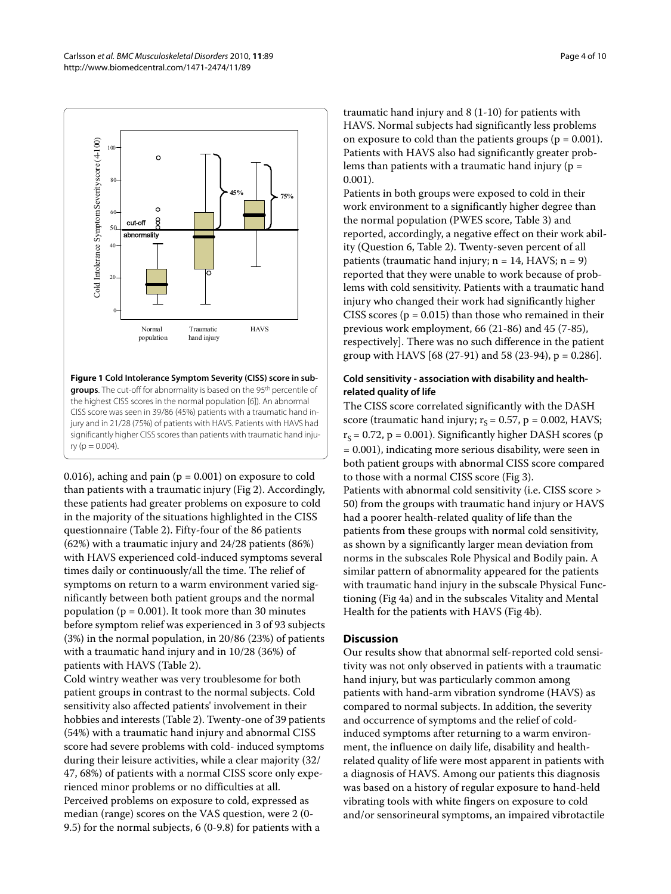**Figure 1 Cold Intolerance Symptom Severity (CISS) score in subgroups**. The cut-off for abnormality is based on the 95th percentile of the highest CISS scores in the normal population [6]). An abnormal CISS score was seen in 39/86 (45%) patients with a traumatic hand injury and in 21/28 (75%) of patients with HAVS. Patients with HAVS had significantly higher CISS scores than patients with traumatic hand injury ($p = 0.004$).

0.016), aching and pain ($p = 0.001$) on exposure to cold than patients with a traumatic injury (Fig 2). Accordingly, these patients had greater problems on exposure to cold in the majority of the situations highlighted in the CISS questionnaire (Table 2). Fifty-four of the 86 patients (62%) with a traumatic injury and 24/28 patients (86%) with HAVS experienced cold-induced symptoms several times daily or continuously/all the time. The relief of symptoms on return to a warm environment varied significantly between both patient groups and the normal population ($p = 0.001$). It took more than 30 minutes before symptom relief was experienced in 3 of 93 subjects (3%) in the normal population, in 20/86 (23%) of patients with a traumatic hand injury and in 10/28 (36%) of patients with HAVS (Table 2).

Cold wintry weather was very troublesome for both patient groups in contrast to the normal subjects. Cold sensitivity also affected patients' involvement in their hobbies and interests (Table 2). Twenty-one of 39 patients (54%) with a traumatic hand injury and abnormal CISS score had severe problems with cold- induced symptoms during their leisure activities, while a clear majority (32/47, 68%) of patients with a normal CISS score only experienced minor problems or no difficulties at all.

Perceived problems on exposure to cold, expressed as median (range) scores on the VAS question, were 2 (0-9.5) for the normal subjects, 6 (0-9.8) for patients with a traumatic hand injury and 8 (1-10) for patients with HAVS. Normal subjects had significantly less problems on exposure to cold than the patients groups ($p = 0.001$). Patients with HAVS also had significantly greater problems than patients with a traumatic hand injury ($p = 0.001$).

Patients in both groups were exposed to cold in their work environment to a significantly higher degree than the normal population (PWES score, Table 3) and reported, accordingly, a negative effect on their work ability (Question 6, Table 2). Twenty-seven percent of all patients (traumatic hand injury; $n = 14$, HAVS; $n = 9$) reported that they were unable to work because of problems with cold sensitivity. Patients with a traumatic hand injury who changed their work had significantly higher CISS scores ($p = 0.015$) than those who remained in their previous work employment, 66 (21-86) and 45 (7-85), respectively]. There was no such difference in the patient group with HAVS [68 (27-91) and 58 (23-94), $p = 0.286$].

### Cold sensitivity - association with disability and health-related quality of life

The CISS score correlated significantly with the DASH score (traumatic hand injury; $r_S = 0.57$, $p = 0.002$, HAVS; $r_S = 0.72$, $p = 0.001$). Significantly higher DASH scores ($p = 0.001$), indicating more serious disability, were seen in both patient groups with abnormal CISS score compared to those with a normal CISS score (Fig 3).

Patients with abnormal cold sensitivity (i.e. CISS score > 50) from the groups with traumatic hand injury or HAVS had a poorer health-related quality of life than the patients from these groups with normal cold sensitivity, as shown by a significantly larger mean deviation from norms in the subscales Role Physical and Bodily pain. A similar pattern of abnormality appeared for the patients with traumatic hand injury in the subscale Physical Functioning (Fig 4a) and in the subscales Vitality and Mental Health for the patients with HAVS (Fig 4b).

## Discussion

Our results show that abnormal self-reported cold sensitivity was not only observed in patients with a traumatic hand injury, but was particularly common among patients with hand-arm vibration syndrome (HAVS) as compared to normal subjects. In addition, the severity and occurrence of symptoms and the relief of cold-induced symptoms after returning to a warm environment, the influence on daily life, disability and health-related quality of life were most apparent in patients with a diagnosis of HAVS. Among our patients this diagnosis was based on a history of regular exposure to hand-held vibrating tools with white fingers on exposure to cold and/or sensorineural symptoms, an impaired vibrotactile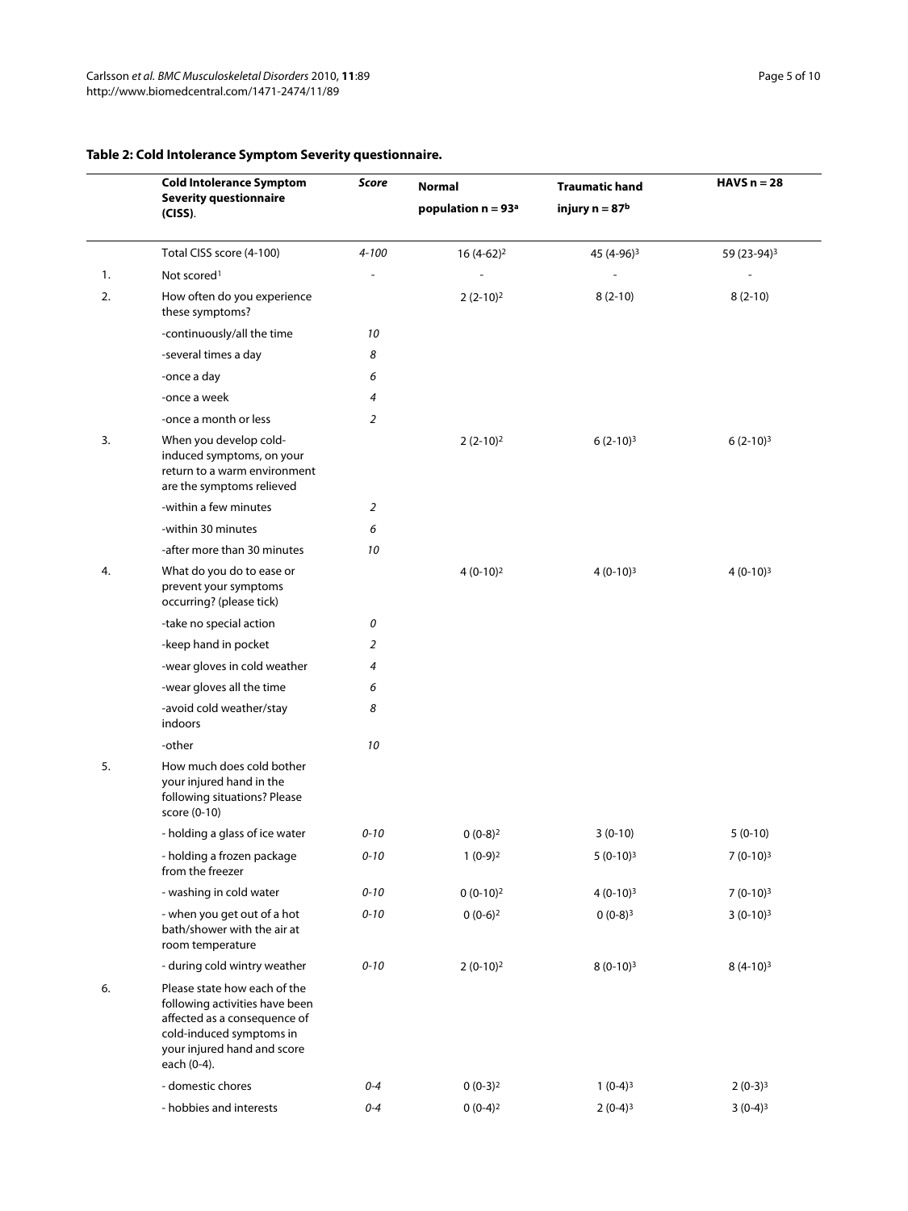**Table 2: Cold Intolerance Symptom Severity questionnaire.**

| | Cold Intolerance Symptom Severity questionnaire (CISS). | Score | Normal population n = 93[a] | Traumatic hand injury n = 87[b] | HAVS n = 28 |
|---|---|---|---|---|---|
| | Total CISS score (4-100) | 4-100 | 16 (4-62)[2] | 45 (4-96)[3] | 59 (23-94)[3] |
| 1. | Not scored[1] | - | - | - | - |
| 2. | How often do you experience these symptoms? | | 2 (2-10)[2] | 8 (2-10) | 8 (2-10) |
| | -continuously/all the time | 10 | | | |
| | -several times a day | 8 | | | |
| | -once a day | 6 | | | |
| | -once a week | 4 | | | |
| | -once a month or less | 2 | | | |
| 3. | When you develop cold-induced symptoms, on your return to a warm environment are the symptoms relieved | | 2 (2-10)[2] | 6 (2-10)[3] | 6 (2-10)[3] |
| | -within a few minutes | 2 | | | |
| | -within 30 minutes | 6 | | | |
| | -after more than 30 minutes | 10 | | | |
| 4. | What do you do to ease or prevent your symptoms occurring? (please tick) | | 4 (0-10)[2] | 4 (0-10)[3] | 4 (0-10)[3] |
| | -take no special action | 0 | | | |
| | -keep hand in pocket | 2 | | | |
| | -wear gloves in cold weather | 4 | | | |
| | -wear gloves all the time | 6 | | | |
| | -avoid cold weather/stay indoors | 8 | | | |
| | -other | 10 | | | |
| 5. | How much does cold bother your injured hand in the following situations? Please score (0-10) | | | | |
| | - holding a glass of ice water | 0-10 | 0 (0-8)[2] | 3 (0-10) | 5 (0-10) |
| | - holding a frozen package from the freezer | 0-10 | 1 (0-9)[2] | 5 (0-10)[3] | 7 (0-10)[3] |
| | - washing in cold water | 0-10 | 0 (0-10)[2] | 4 (0-10)[3] | 7 (0-10)[3] |
| | - when you get out of a hot bath/shower with the air at room temperature | 0-10 | 0 (0-6)[2] | 0 (0-8)[3] | 3 (0-10)[3] |
| | - during cold wintry weather | 0-10 | 2 (0-10)[2] | 8 (0-10)[3] | 8 (4-10)[3] |
| 6. | Please state how each of the following activities have been affected as a consequence of cold-induced symptoms in your injured hand and score each (0-4). | | | | |
| | - domestic chores | 0-4 | 0 (0-3)[2] | 1 (0-4)[3] | 2 (0-3)[3] |
| | - hobbies and interests | 0-4 | 0 (0-4)[2] | 2 (0-4)[3] | 3 (0-4)[3] |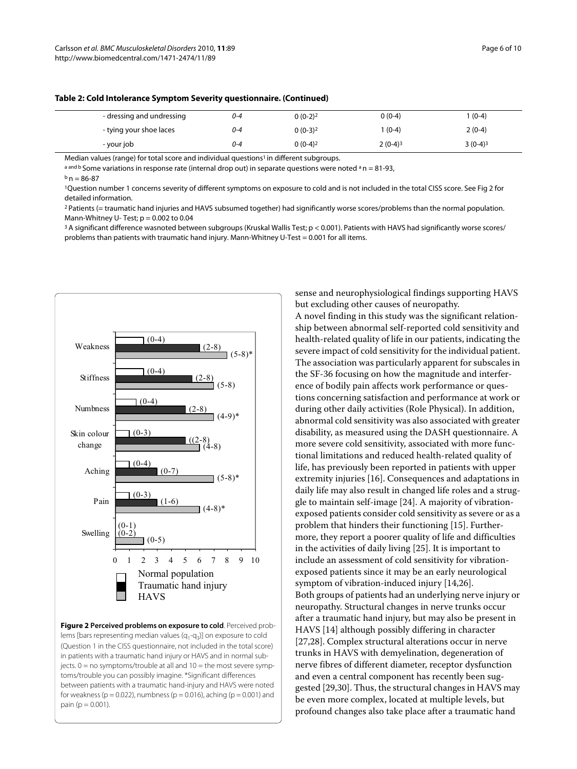**Table 2: Cold Intolerance Symptom Severity questionnaire. (Continued)**

| | | | | |
|---|---|---|---|---|
| - dressing and undressing | 0-4 | 0 (0-2)[2] | 0 (0-4) | 1 (0-4) |
| - tying your shoe laces | 0-4 | 0 (0-3)[2] | 1 (0-4) | 2 (0-4) |
| - your job | 0-4 | 0 (0-4)[2] | 2 (0-4)[3] | 3 (0-4)[3] |

Median values (range) for total score and individual questions[1] in different subgroups.

[a and b] Some variations in response rate (internal drop out) in separate questions were noted [a] n = 81-93,

[b] n = 86-87

[1]Question number 1 concerns severity of different symptoms on exposure to cold and is not included in the total CISS score. See Fig 2 for detailed information.

[2] Patients (= traumatic hand injuries and HAVS subsumed together) had significantly worse scores/problems than the normal population. Mann-Whitney U- Test; p = 0.002 to 0.04

[3] A significant difference wasnoted between subgroups (Kruskal Wallis Test; p < 0.001). Patients with HAVS had significantly worse scores/problems than patients with traumatic hand injury. Mann-Whitney U-Test = 0.001 for all items.

**Figure 2 Perceived problems on exposure to cold**. Perceived problems [bars representing median values ($q_1$-$q_3$)] on exposure to cold (Question 1 in the CISS questionnaire, not included in the total score) in patients with a traumatic hand injury or HAVS and in normal subjects. 0 = no symptoms/trouble at all and 10 = the most severe symptoms/trouble you can possibly imagine. *Significant differences between patients with a traumatic hand-injury and HAVS were noted for weakness (p = 0.022), numbness (p = 0.016), aching (p = 0.001) and pain (p = 0.001).

sense and neurophysiological findings supporting HAVS but excluding other causes of neuropathy.

A novel finding in this study was the significant relationship between abnormal self-reported cold sensitivity and health-related quality of life in our patients, indicating the severe impact of cold sensitivity for the individual patient. The association was particularly apparent for subscales in the SF-36 focusing on how the magnitude and interference of bodily pain affects work performance or questions concerning satisfaction and performance at work or during other daily activities (Role Physical). In addition, abnormal cold sensitivity was also associated with greater disability, as measured using the DASH questionnaire. A more severe cold sensitivity, associated with more functional limitations and reduced health-related quality of life, has previously been reported in patients with upper extremity injuries [16]. Consequences and adaptations in daily life may also result in changed life roles and a struggle to maintain self-image [24]. A majority of vibration-exposed patients consider cold sensitivity as severe or as a problem that hinders their functioning [15]. Furthermore, they report a poorer quality of life and difficulties in the activities of daily living [25]. It is important to include an assessment of cold sensitivity for vibration-exposed patients since it may be an early neurological symptom of vibration-induced injury [14,26].

Both groups of patients had an underlying nerve injury or neuropathy. Structural changes in nerve trunks occur after a traumatic hand injury, but may also be present in HAVS [14] although possibly differing in character [27,28]. Complex structural alterations occur in nerve trunks in HAVS with demyelination, degeneration of nerve fibres of different diameter, receptor dysfunction and even a central component has recently been suggested [29,30]. Thus, the structural changes in HAVS may be even more complex, located at multiple levels, but profound changes also take place after a traumatic hand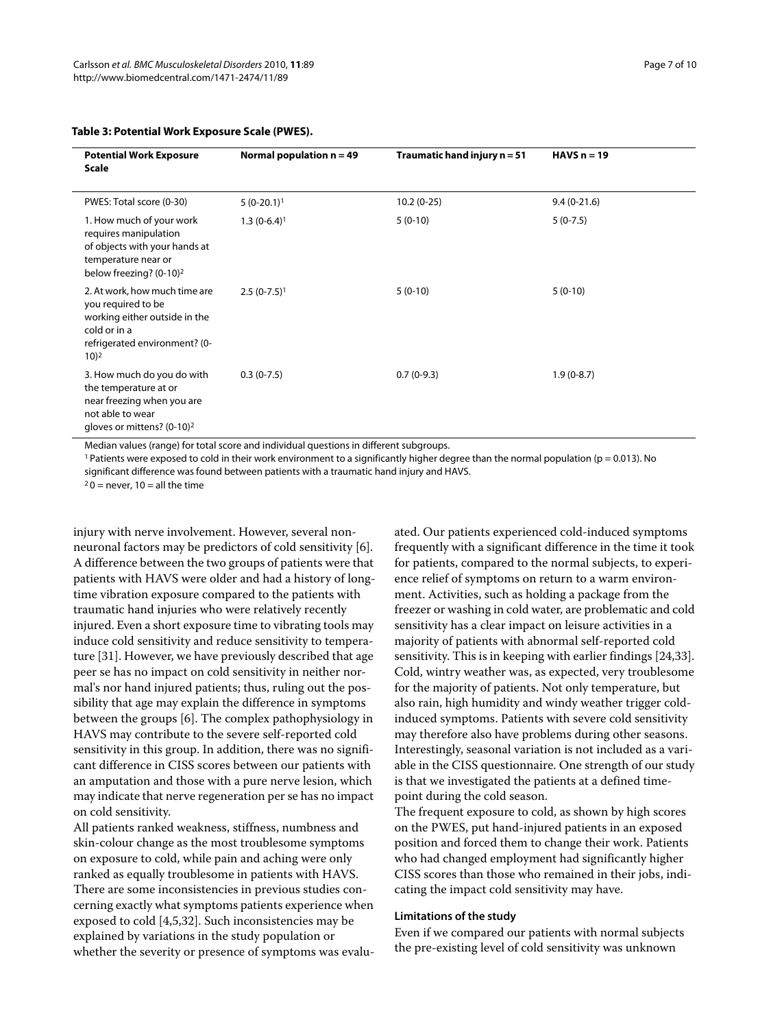**Table 3: Potential Work Exposure Scale (PWES).**

| Potential Work Exposure Scale | Normal population n = 49 | Traumatic hand injury n = 51 | HAVS n = 19 |
| --- | --- | --- | --- |
| PWES: Total score (0-30) | 5 (0-20.1)[1] | 10.2 (0-25) | 9.4 (0-21.6) |
| 1. How much of your work requires manipulation of objects with your hands at temperature near or below freezing? (0-10)[2] | 1.3 (0-6.4)[1] | 5 (0-10) | 5 (0-7.5) |
| 2. At work, how much time are you required to be working either outside in the cold or in a refrigerated environment? (0-10)[2] | 2.5 (0-7.5)[1] | 5 (0-10) | 5 (0-10) |
| 3. How much do you do with the temperature at or near freezing when you are not able to wear gloves or mittens? (0-10)[2] | 0.3 (0-7.5) | 0.7 (0-9.3) | 1.9 (0-8.7) |

Median values (range) for total score and individual questions in different subgroups.

[1] Patients were exposed to cold in their work environment to a significantly higher degree than the normal population ($p = 0.013$). No significant difference was found between patients with a traumatic hand injury and HAVS.

[2] 0 = never, 10 = all the time

injury with nerve involvement. However, several non-neuronal factors may be predictors of cold sensitivity [6]. A difference between the two groups of patients were that patients with HAVS were older and had a history of long-time vibration exposure compared to the patients with traumatic hand injuries who were relatively recently injured. Even a short exposure time to vibrating tools may induce cold sensitivity and reduce sensitivity to temperature [31]. However, we have previously described that age peer se has no impact on cold sensitivity in neither normal's nor hand injured patients; thus, ruling out the possibility that age may explain the difference in symptoms between the groups [6]. The complex pathophysiology in HAVS may contribute to the severe self-reported cold sensitivity in this group. In addition, there was no significant difference in CISS scores between our patients with an amputation and those with a pure nerve lesion, which may indicate that nerve regeneration per se has no impact on cold sensitivity.

All patients ranked weakness, stiffness, numbness and skin-colour change as the most troublesome symptoms on exposure to cold, while pain and aching were only ranked as equally troublesome in patients with HAVS. There are some inconsistencies in previous studies concerning exactly what symptoms patients experience when exposed to cold [4,5,32]. Such inconsistencies may be explained by variations in the study population or whether the severity or presence of symptoms was evaluated. Our patients experienced cold-induced symptoms frequently with a significant difference in the time it took for patients, compared to the normal subjects, to experience relief of symptoms on return to a warm environment. Activities, such as holding a package from the freezer or washing in cold water, are problematic and cold sensitivity has a clear impact on leisure activities in a majority of patients with abnormal self-reported cold sensitivity. This is in keeping with earlier findings [24,33]. Cold, wintry weather was, as expected, very troublesome for the majority of patients. Not only temperature, but also rain, high humidity and windy weather trigger cold-induced symptoms. Patients with severe cold sensitivity may therefore also have problems during other seasons. Interestingly, seasonal variation is not included as a variable in the CISS questionnaire. One strength of our study is that we investigated the patients at a defined time-point during the cold season.

The frequent exposure to cold, as shown by high scores on the PWES, put hand-injured patients in an exposed position and forced them to change their work. Patients who had changed employment had significantly higher CISS scores than those who remained in their jobs, indicating the impact cold sensitivity may have.

### Limitations of the study

Even if we compared our patients with normal subjects the pre-existing level of cold sensitivity was unknown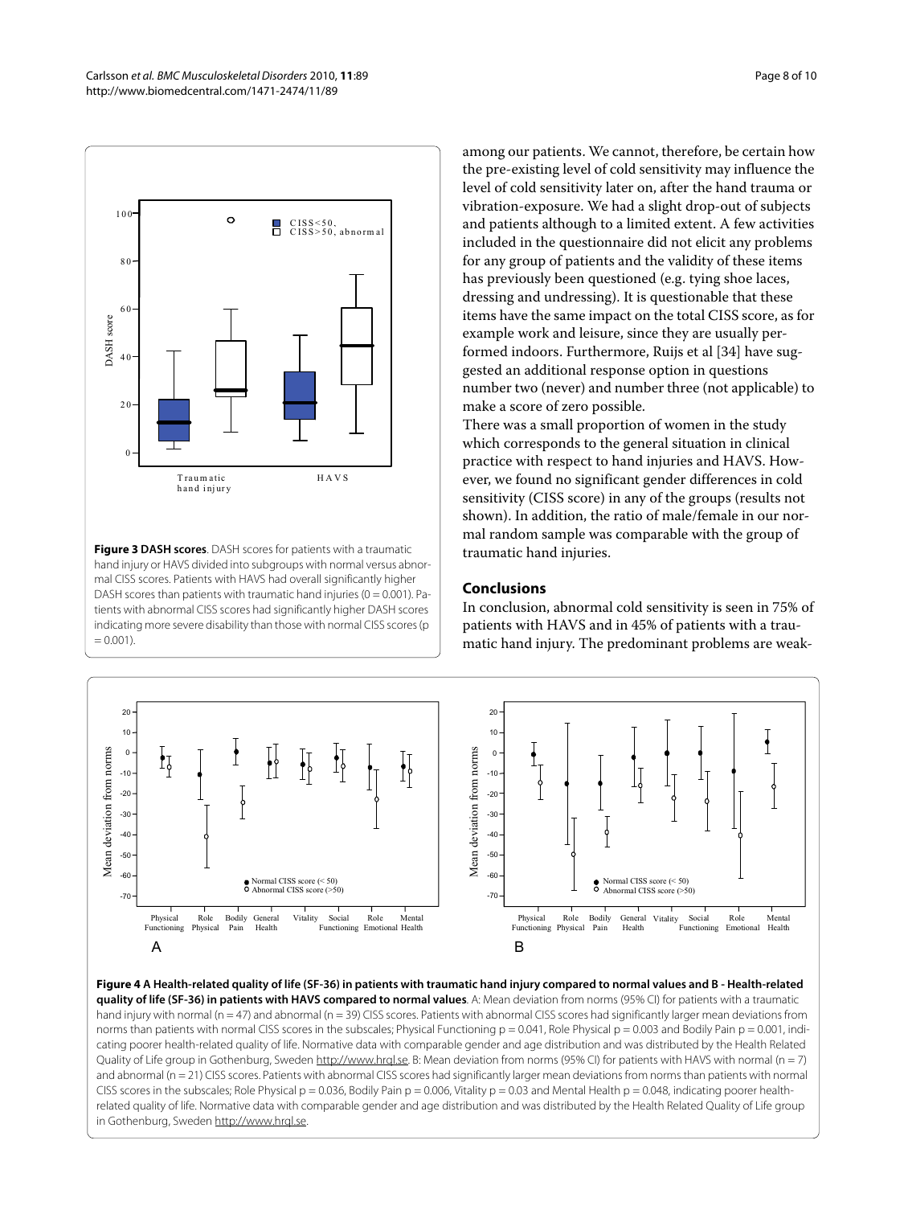**Figure 3 DASH scores**. DASH scores for patients with a traumatic hand injury or HAVS divided into subgroups with normal versus abnormal CISS scores. Patients with HAVS had overall significantly higher DASH scores than patients with traumatic hand injuries (0 = 0.001). Patients with abnormal CISS scores had significantly higher DASH scores indicating more severe disability than those with normal CISS scores (p = 0.001).

among our patients. We cannot, therefore, be certain how the pre-existing level of cold sensitivity may influence the level of cold sensitivity later on, after the hand trauma or vibration-exposure. We had a slight drop-out of subjects and patients although to a limited extent. A few activities included in the questionnaire did not elicit any problems for any group of patients and the validity of these items has previously been questioned (e.g. tying shoe laces, dressing and undressing). It is questionable that these items have the same impact on the total CISS score, as for example work and leisure, since they are usually performed indoors. Furthermore, Ruijs et al [34] have suggested an additional response option in questions number two (never) and number three (not applicable) to make a score of zero possible.

There was a small proportion of women in the study which corresponds to the general situation in clinical practice with respect to hand injuries and HAVS. However, we found no significant gender differences in cold sensitivity (CISS score) in any of the groups (results not shown). In addition, the ratio of male/female in our normal random sample was comparable with the group of traumatic hand injuries.

## Conclusions

In conclusion, abnormal cold sensitivity is seen in 75% of patients with HAVS and in 45% of patients with a traumatic hand injury. The predominant problems are weak-

**Figure 4 A Health-related quality of life (SF-36) in patients with traumatic hand injury compared to normal values and B - Health-related quality of life (SF-36) in patients with HAVS compared to normal values**. A: Mean deviation from norms (95% CI) for patients with a traumatic hand injury with normal (n = 47) and abnormal (n = 39) CISS scores. Patients with abnormal CISS scores had significantly larger mean deviations from norms than patients with normal CISS scores in the subscales; Physical Functioning p = 0.041, Role Physical p = 0.003 and Bodily Pain p = 0.001, indicating poorer health-related quality of life. Normative data with comparable gender and age distribution and was distributed by the Health Related Quality of Life group in Gothenburg, Sweden http://www.hrql.se. B: Mean deviation from norms (95% CI) for patients with HAVS with normal (n = 7) and abnormal (n = 21) CISS scores. Patients with abnormal CISS scores had significantly larger mean deviations from norms than patients with normal CISS scores in the subscales; Role Physical p = 0.036, Bodily Pain p = 0.006, Vitality p = 0.03 and Mental Health p = 0.048, indicating poorer health-related quality of life. Normative data with comparable gender and age distribution and was distributed by the Health Related Quality of Life group in Gothenburg, Sweden http://www.hrql.se.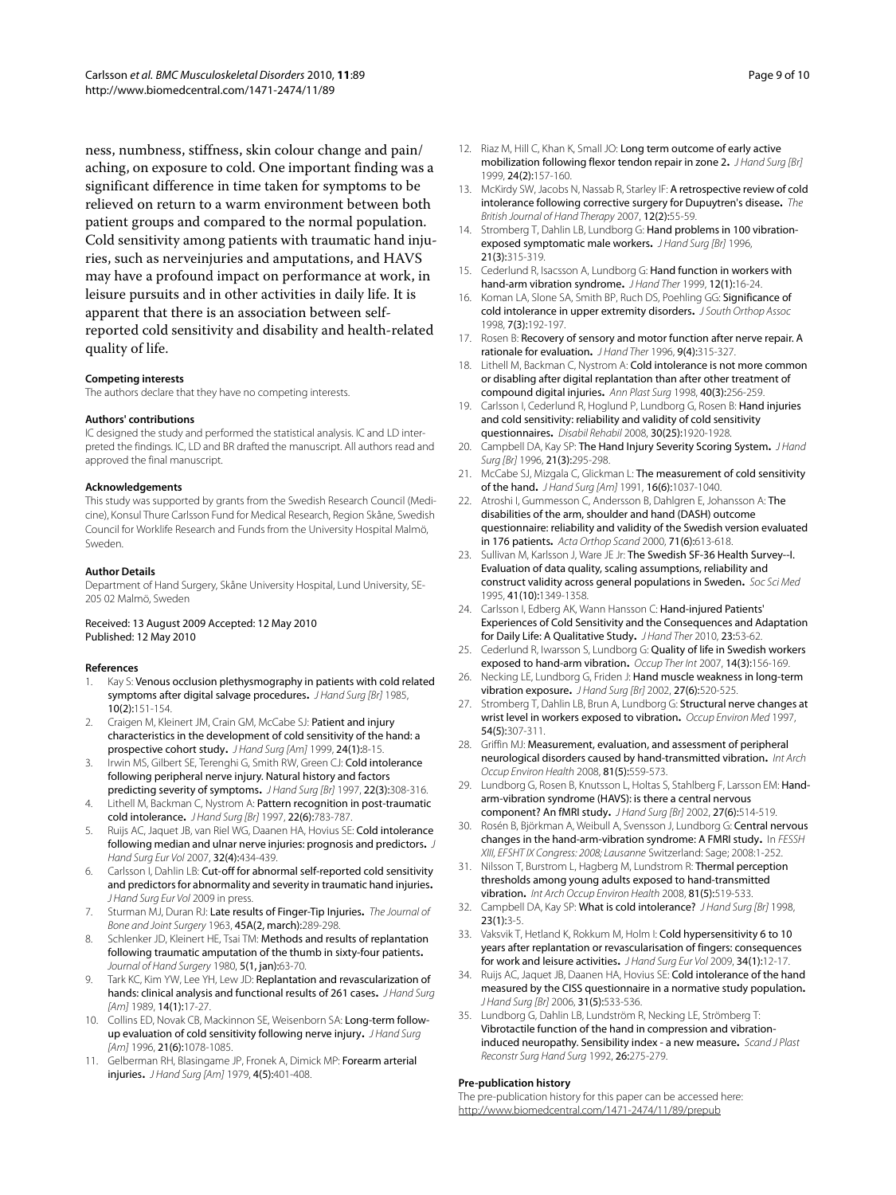ness, numbness, stiffness, skin colour change and pain/aching, on exposure to cold. One important finding was a significant difference in time taken for symptoms to be relieved on return to a warm environment between both patient groups and compared to the normal population. Cold sensitivity among patients with traumatic hand injuries, such as nerveinjuries and amputations, and HAVS may have a profound impact on performance at work, in leisure pursuits and in other activities in daily life. It is apparent that there is an association between self-reported cold sensitivity and disability and health-related quality of life.

#### Competing interests

The authors declare that they have no competing interests.

#### Authors' contributions

IC designed the study and performed the statistical analysis. IC and LD interpreted the findings. IC, LD and BR drafted the manuscript. All authors read and approved the final manuscript.

#### Acknowledgements

This study was supported by grants from the Swedish Research Council (Medicine), Konsul Thure Carlsson Fund for Medical Research, Region Skåne, Swedish Council for Worklife Research and Funds from the University Hospital Malmö, Sweden.

#### Author Details

Department of Hand Surgery, Skåne University Hospital, Lund University, SE-205 02 Malmö, Sweden

Received: 13 August 2009 Accepted: 12 May 2010
Published: 12 May 2010

#### References

1. Kay S: **Venous occlusion plethysmography in patients with cold related symptoms after digital salvage procedures.** *J Hand Surg [Br]* 1985, **10(2)**:151-154.
2. Craigen M, Kleinert JM, Crain GM, McCabe SJ: **Patient and injury characteristics in the development of cold sensitivity of the hand: a prospective cohort study.** *J Hand Surg [Am]* 1999, **24(1)**:8-15.
3. Irwin MS, Gilbert SE, Terenghi G, Smith RW, Green CJ: **Cold intolerance following peripheral nerve injury. Natural history and factors predicting severity of symptoms.** *J Hand Surg [Br]* 1997, **22(3)**:308-316.
4. Lithell M, Backman C, Nystrom A: **Pattern recognition in post-traumatic cold intolerance.** *J Hand Surg [Br]* 1997, **22(6)**:783-787.
5. Ruijs AC, Jaquet JB, van Riel WG, Daanen HA, Hovius SE: **Cold intolerance following median and ulnar nerve injuries: prognosis and predictors.** *J Hand Surg Eur Vol* 2007, **32(4)**:434-439.
6. Carlsson I, Dahlin LB: **Cut-off for abnormal self-reported cold sensitivity and predictors for abnormality and severity in traumatic hand injuries.** *J Hand Surg Eur Vol* 2009 in press.
7. Sturman MJ, Duran RJ: **Late results of Finger-Tip Injuries.** *The Journal of Bone and Joint Surgery* 1963, **45A(2, march)**:289-298.
8. Schlenker JD, Kleinert HE, Tsai TM: **Methods and results of replantation following traumatic amputation of the thumb in sixty-four patients.** *Journal of Hand Surgery* 1980, **5(1, jan)**:63-70.
9. Tark KC, Kim YW, Lee YH, Lew JD: **Replantation and revascularization of hands: clinical analysis and functional results of 261 cases.** *J Hand Surg [Am]* 1989, **14(1)**:17-27.
10. Collins ED, Novak CB, Mackinnon SE, Weisenborn SA: **Long-term follow-up evaluation of cold sensitivity following nerve injury.** *J Hand Surg [Am]* 1996, **21(6)**:1078-1085.
11. Gelberman RH, Blasingame JP, Fronek A, Dimick MP: **Forearm arterial injuries.** *J Hand Surg [Am]* 1979, **4(5)**:401-408.
12. Riaz M, Hill C, Khan K, Small JO: **Long term outcome of early active mobilization following flexor tendon repair in zone 2.** *J Hand Surg [Br]* 1999, **24(2)**:157-160.
13. McKirdy SW, Jacobs N, Nassab R, Starley IF: **A retrospective review of cold intolerance following corrective surgery for Dupuytren's disease.** *The British Journal of Hand Therapy* 2007, **12(2)**:55-59.
14. Stromberg T, Dahlin LB, Lundborg G: **Hand problems in 100 vibration-exposed symptomatic male workers.** *J Hand Surg [Br]* 1996, **21(3)**:315-319.
15. Cederlund R, Isacsson A, Lundborg G: **Hand function in workers with hand-arm vibration syndrome.** *J Hand Ther* 1999, **12(1)**:16-24.
16. Koman LA, Slone SA, Smith BP, Ruch DS, Poehling GG: **Significance of cold intolerance in upper extremity disorders.** *J South Orthop Assoc* 1998, **7(3)**:192-197.
17. Rosen B: **Recovery of sensory and motor function after nerve repair. A rationale for evaluation.** *J Hand Ther* 1996, **9(4)**:315-327.
18. Lithell M, Backman C, Nystrom A: **Cold intolerance is not more common or disabling after digital replantation than after other treatment of compound digital injuries.** *Ann Plast Surg* 1998, **40(3)**:256-259.
19. Carlsson I, Cederlund R, Hoglund P, Lundborg G, Rosen B: **Hand injuries and cold sensitivity: reliability and validity of cold sensitivity questionnaires.** *Disabil Rehabil* 2008, **30(25)**:1920-1928.
20. Campbell DA, Kay SP: **The Hand Injury Severity Scoring System.** *J Hand Surg [Br]* 1996, **21(3)**:295-298.
21. McCabe SJ, Mizgala C, Glickman L: **The measurement of cold sensitivity of the hand.** *J Hand Surg [Am]* 1991, **16(6)**:1037-1040.
22. Atroshi I, Gummesson C, Andersson B, Dahlgren E, Johansson A: **The disabilities of the arm, shoulder and hand (DASH) outcome questionnaire: reliability and validity of the Swedish version evaluated in 176 patients.** *Acta Orthop Scand* 2000, **71(6)**:613-618.
23. Sullivan M, Karlsson J, Ware JE Jr: **The Swedish SF-36 Health Survey--I. Evaluation of data quality, scaling assumptions, reliability and construct validity across general populations in Sweden.** *Soc Sci Med* 1995, **41(10)**:1349-1358.
24. Carlsson I, Edberg AK, Wann Hansson C: **Hand-injured Patients' Experiences of Cold Sensitivity and the Consequences and Adaptation for Daily Life: A Qualitative Study.** *J Hand Ther* 2010, **23**:53-62.
25. Cederlund R, Iwarsson S, Lundborg G: **Quality of life in Swedish workers exposed to hand-arm vibration.** *Occup Ther Int* 2007, **14(3)**:156-169.
26. Necking LE, Lundborg G, Friden J: **Hand muscle weakness in long-term vibration exposure.** *J Hand Surg [Br]* 2002, **27(6)**:520-525.
27. Stromberg T, Dahlin LB, Brun A, Lundborg G: **Structural nerve changes at wrist level in workers exposed to vibration.** *Occup Environ Med* 1997, **54(5)**:307-311.
28. Griffin MJ: **Measurement, evaluation, and assessment of peripheral neurological disorders caused by hand-transmitted vibration.** *Int Arch Occup Environ Health* 2008, **81(5)**:559-573.
29. Lundborg G, Rosen B, Knutsson L, Holtas S, Stahlberg F, Larsson EM: **Hand-arm-vibration syndrome (HAVS): is there a central nervous component? An fMRI study.** *J Hand Surg [Br]* 2002, **27(6)**:514-519.
30. Rosén B, Björkman A, Weibull A, Svensson J, Lundborg G: **Central nervous changes in the hand-arm-vibration syndrome: A FMRI study.** In *FESSH XIII, EFSHT IX Congress: 2008; Lausanne* Switzerland: Sage; 2008:1-252.
31. Nilsson T, Burstrom L, Hagberg M, Lundstrom R: **Thermal perception thresholds among young adults exposed to hand-transmitted vibration.** *Int Arch Occup Environ Health* 2008, **81(5)**:519-533.
32. Campbell DA, Kay SP: **What is cold intolerance?** *J Hand Surg [Br]* 1998, **23(1)**:3-5.
33. Vaksvik T, Hetland K, Rokkum M, Holm I: **Cold hypersensitivity 6 to 10 years after replantation or revascularisation of fingers: consequences for work and leisure activities.** *J Hand Surg Eur Vol* 2009, **34(1)**:12-17.
34. Ruijs AC, Jaquet JB, Daanen HA, Hovius SE: **Cold intolerance of the hand measured by the CISS questionnaire in a normative study population.** *J Hand Surg [Br]* 2006, **31(5)**:533-536.
35. Lundborg G, Dahlin LB, Lundström R, Necking LE, Strömberg T: **Vibrotactile function of the hand in compression and vibration-induced neuropathy. Sensibility index - a new measure.** *Scand J Plast Reconstr Surg Hand Surg* 1992, **26**:275-279.

#### Pre-publication history

The pre-publication history for this paper can be accessed here:
http://www.biomedcentral.com/1471-2474/11/89/prepub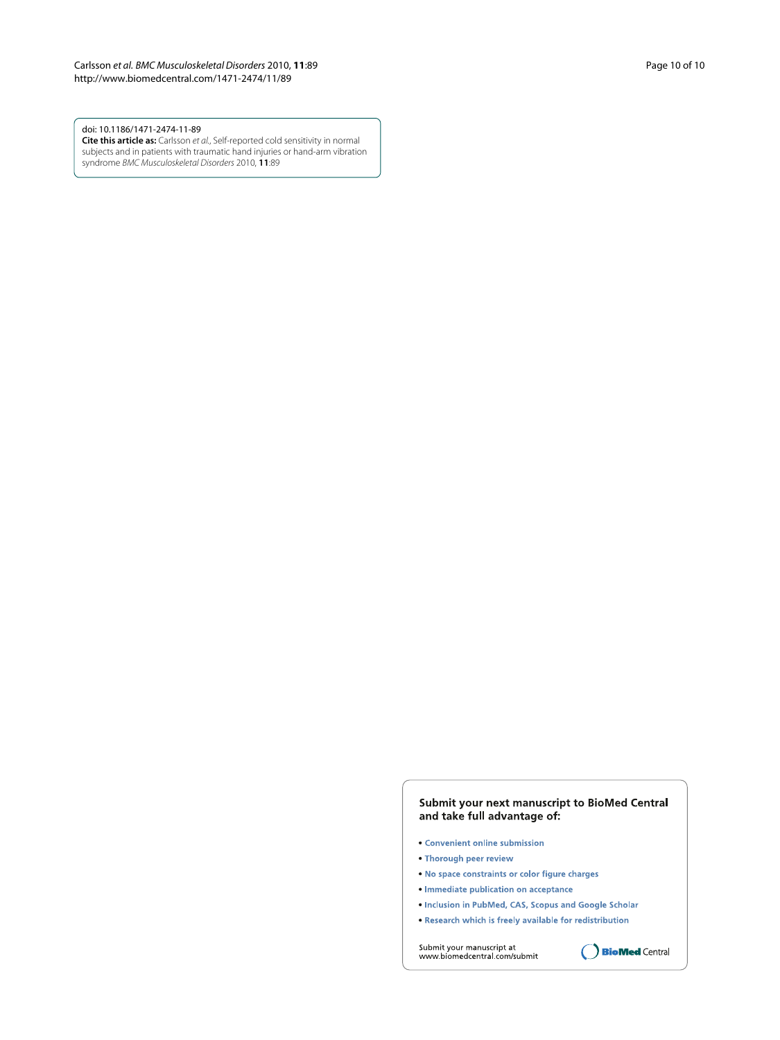doi: 10.1186/1471-2474-11-89

**Cite this article as:** Carlsson *et al.*, Self-reported cold sensitivity in normal subjects and in patients with traumatic hand injuries or hand-arm vibration syndrome *BMC Musculoskeletal Disorders* 2010, **11**:89

**Submit your next manuscript to BioMed Central and take full advantage of:**

- **Convenient online submission**
- **Thorough peer review**
- **No space constraints or color figure charges**
- **Immediate publication on acceptance**
- **Inclusion in PubMed, CAS, Scopus and Google Scholar**
- **Research which is freely available for redistribution**

Submit your manuscript at
www.biomedcentral.com/submit

BioMed Central